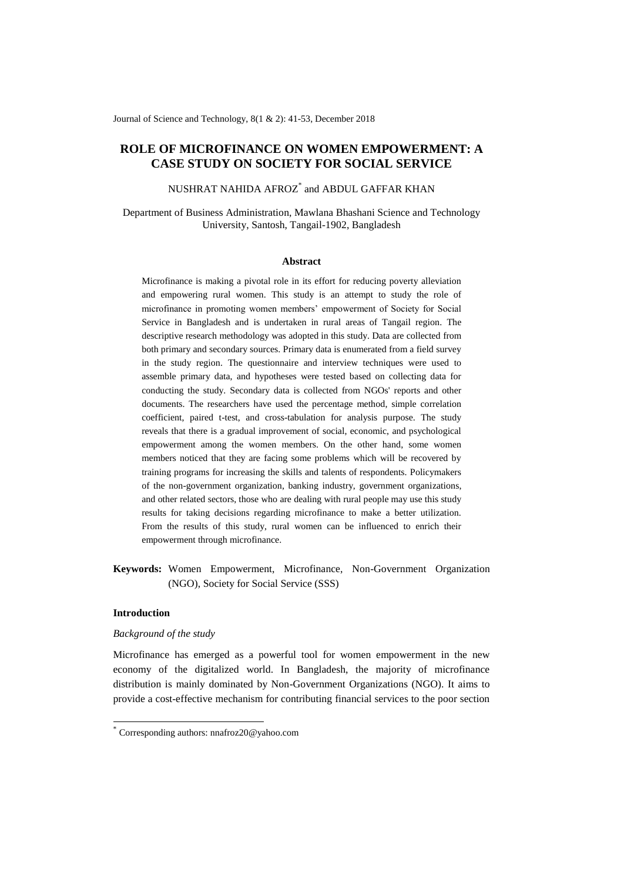# ROLE OF MICROFINANCE ON WOMEN EMPOWERMENT: A CASE STUDY ON SOCIETY FOR SOCIAL SERVICE

NUSHRAT NAHIDA AFROZ[*] and ABDUL GAFFAR KHAN

Department of Business Administration, Mawlana Bhashani Science and Technology University, Santosh, Tangail-1902, Bangladesh

## Abstract

Microfinance is making a pivotal role in its effort for reducing poverty alleviation and empowering rural women. This study is an attempt to study the role of microfinance in promoting women members' empowerment of Society for Social Service in Bangladesh and is undertaken in rural areas of Tangail region. The descriptive research methodology was adopted in this study. Data are collected from both primary and secondary sources. Primary data is enumerated from a field survey in the study region. The questionnaire and interview techniques were used to assemble primary data, and hypotheses were tested based on collecting data for conducting the study. Secondary data is collected from NGOs' reports and other documents. The researchers have used the percentage method, simple correlation coefficient, paired t-test, and cross-tabulation for analysis purpose. The study reveals that there is a gradual improvement of social, economic, and psychological empowerment among the women members. On the other hand, some women members noticed that they are facing some problems which will be recovered by training programs for increasing the skills and talents of respondents. Policymakers of the non-government organization, banking industry, government organizations, and other related sectors, those who are dealing with rural people may use this study results for taking decisions regarding microfinance to make a better utilization. From the results of this study, rural women can be influenced to enrich their empowerment through microfinance.

**Keywords:** Women Empowerment, Microfinance, Non-Government Organization (NGO), Society for Social Service (SSS)

## Introduction

*Background of the study*

Microfinance has emerged as a powerful tool for women empowerment in the new economy of the digitalized world. In Bangladesh, the majority of microfinance distribution is mainly dominated by Non-Government Organizations (NGO). It aims to provide a cost-effective mechanism for contributing financial services to the poor section

[*] Corresponding authors: nnafroz20@yahoo.com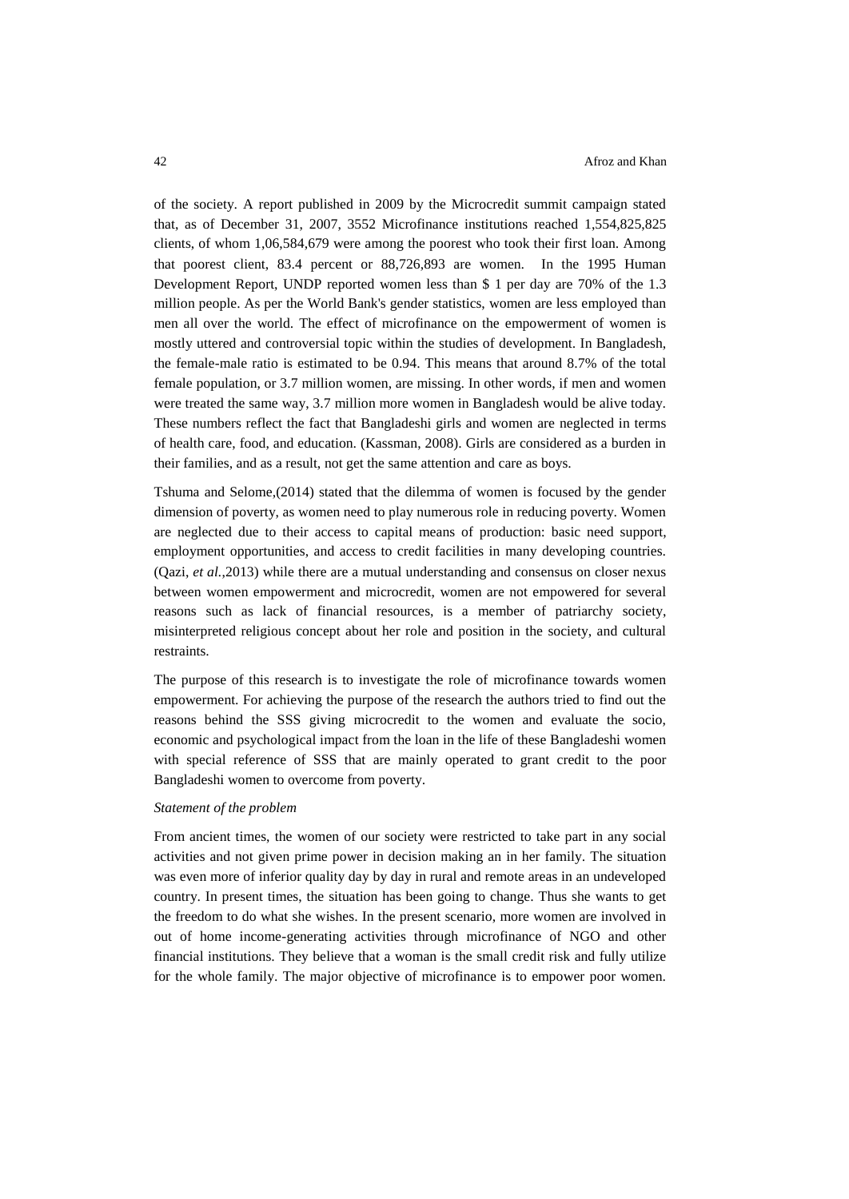of the society. A report published in 2009 by the Microcredit summit campaign stated that, as of December 31, 2007, 3552 Microfinance institutions reached 1,554,825,825 clients, of whom 1,06,584,679 were among the poorest who took their first loan. Among that poorest client, 83.4 percent or 88,726,893 are women. In the 1995 Human Development Report, UNDP reported women less than $ 1 per day are 70% of the 1.3 million people. As per the World Bank's gender statistics, women are less employed than men all over the world. The effect of microfinance on the empowerment of women is mostly uttered and controversial topic within the studies of development. In Bangladesh, the female-male ratio is estimated to be 0.94. This means that around 8.7% of the total female population, or 3.7 million women, are missing. In other words, if men and women were treated the same way, 3.7 million more women in Bangladesh would be alive today. These numbers reflect the fact that Bangladeshi girls and women are neglected in terms of health care, food, and education. (Kassman, 2008). Girls are considered as a burden in their families, and as a result, not get the same attention and care as boys.

Tshuma and Selome,(2014) stated that the dilemma of women is focused by the gender dimension of poverty, as women need to play numerous role in reducing poverty. Women are neglected due to their access to capital means of production: basic need support, employment opportunities, and access to credit facilities in many developing countries. (Qazi, *et al.*,2013) while there are a mutual understanding and consensus on closer nexus between women empowerment and microcredit, women are not empowered for several reasons such as lack of financial resources, is a member of patriarchy society, misinterpreted religious concept about her role and position in the society, and cultural restraints.

The purpose of this research is to investigate the role of microfinance towards women empowerment. For achieving the purpose of the research the authors tried to find out the reasons behind the SSS giving microcredit to the women and evaluate the socio, economic and psychological impact from the loan in the life of these Bangladeshi women with special reference of SSS that are mainly operated to grant credit to the poor Bangladeshi women to overcome from poverty.

*Statement of the problem*

From ancient times, the women of our society were restricted to take part in any social activities and not given prime power in decision making an in her family. The situation was even more of inferior quality day by day in rural and remote areas in an undeveloped country. In present times, the situation has been going to change. Thus she wants to get the freedom to do what she wishes. In the present scenario, more women are involved in out of home income-generating activities through microfinance of NGO and other financial institutions. They believe that a woman is the small credit risk and fully utilize for the whole family. The major objective of microfinance is to empower poor women.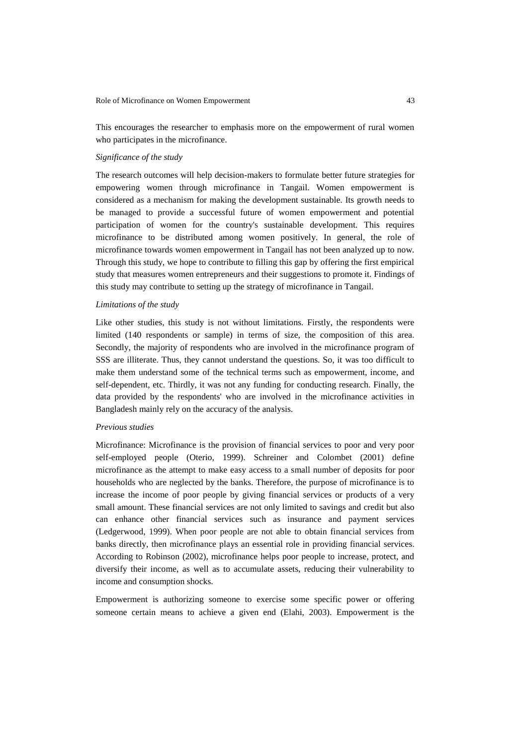This encourages the researcher to emphasis more on the empowerment of rural women who participates in the microfinance.

*Significance of the study*

The research outcomes will help decision-makers to formulate better future strategies for empowering women through microfinance in Tangail. Women empowerment is considered as a mechanism for making the development sustainable. Its growth needs to be managed to provide a successful future of women empowerment and potential participation of women for the country's sustainable development. This requires microfinance to be distributed among women positively. In general, the role of microfinance towards women empowerment in Tangail has not been analyzed up to now. Through this study, we hope to contribute to filling this gap by offering the first empirical study that measures women entrepreneurs and their suggestions to promote it. Findings of this study may contribute to setting up the strategy of microfinance in Tangail.

*Limitations of the study*

Like other studies, this study is not without limitations. Firstly, the respondents were limited (140 respondents or sample) in terms of size, the composition of this area. Secondly, the majority of respondents who are involved in the microfinance program of SSS are illiterate. Thus, they cannot understand the questions. So, it was too difficult to make them understand some of the technical terms such as empowerment, income, and self-dependent, etc. Thirdly, it was not any funding for conducting research. Finally, the data provided by the respondents' who are involved in the microfinance activities in Bangladesh mainly rely on the accuracy of the analysis.

*Previous studies*

Microfinance: Microfinance is the provision of financial services to poor and very poor self-employed people (Oterio, 1999). Schreiner and Colombet (2001) define microfinance as the attempt to make easy access to a small number of deposits for poor households who are neglected by the banks. Therefore, the purpose of microfinance is to increase the income of poor people by giving financial services or products of a very small amount. These financial services are not only limited to savings and credit but also can enhance other financial services such as insurance and payment services (Ledgerwood, 1999). When poor people are not able to obtain financial services from banks directly, then microfinance plays an essential role in providing financial services. According to Robinson (2002), microfinance helps poor people to increase, protect, and diversify their income, as well as to accumulate assets, reducing their vulnerability to income and consumption shocks.

Empowerment is authorizing someone to exercise some specific power or offering someone certain means to achieve a given end (Elahi, 2003). Empowerment is the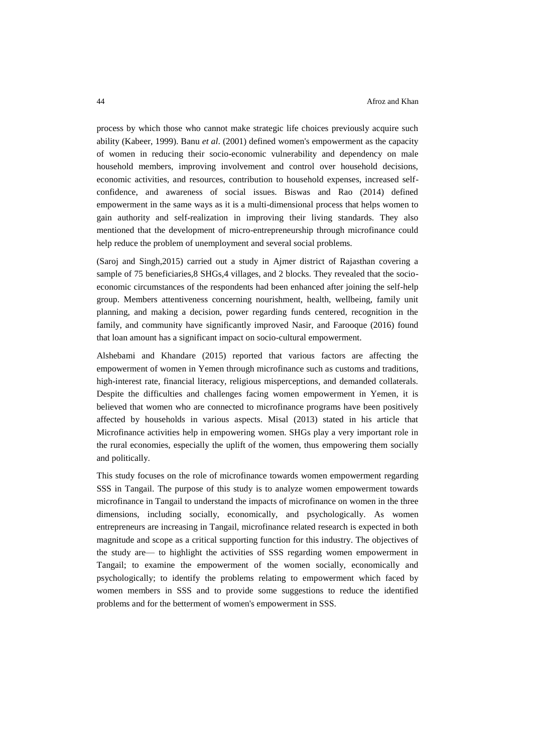process by which those who cannot make strategic life choices previously acquire such ability (Kabeer, 1999). Banu *et al*. (2001) defined women's empowerment as the capacity of women in reducing their socio-economic vulnerability and dependency on male household members, improving involvement and control over household decisions, economic activities, and resources, contribution to household expenses, increased self-confidence, and awareness of social issues. Biswas and Rao (2014) defined empowerment in the same ways as it is a multi-dimensional process that helps women to gain authority and self-realization in improving their living standards. They also mentioned that the development of micro-entrepreneurship through microfinance could help reduce the problem of unemployment and several social problems.

(Saroj and Singh,2015) carried out a study in Ajmer district of Rajasthan covering a sample of 75 beneficiaries,8 SHGs,4 villages, and 2 blocks. They revealed that the socio-economic circumstances of the respondents had been enhanced after joining the self-help group. Members attentiveness concerning nourishment, health, wellbeing, family unit planning, and making a decision, power regarding funds centered, recognition in the family, and community have significantly improved Nasir, and Farooque (2016) found that loan amount has a significant impact on socio-cultural empowerment.

Alshebami and Khandare (2015) reported that various factors are affecting the empowerment of women in Yemen through microfinance such as customs and traditions, high-interest rate, financial literacy, religious misperceptions, and demanded collaterals. Despite the difficulties and challenges facing women empowerment in Yemen, it is believed that women who are connected to microfinance programs have been positively affected by households in various aspects. Misal (2013) stated in his article that Microfinance activities help in empowering women. SHGs play a very important role in the rural economies, especially the uplift of the women, thus empowering them socially and politically.

This study focuses on the role of microfinance towards women empowerment regarding SSS in Tangail. The purpose of this study is to analyze women empowerment towards microfinance in Tangail to understand the impacts of microfinance on women in the three dimensions, including socially, economically, and psychologically. As women entrepreneurs are increasing in Tangail, microfinance related research is expected in both magnitude and scope as a critical supporting function for this industry. The objectives of the study are— to highlight the activities of SSS regarding women empowerment in Tangail; to examine the empowerment of the women socially, economically and psychologically; to identify the problems relating to empowerment which faced by women members in SSS and to provide some suggestions to reduce the identified problems and for the betterment of women's empowerment in SSS.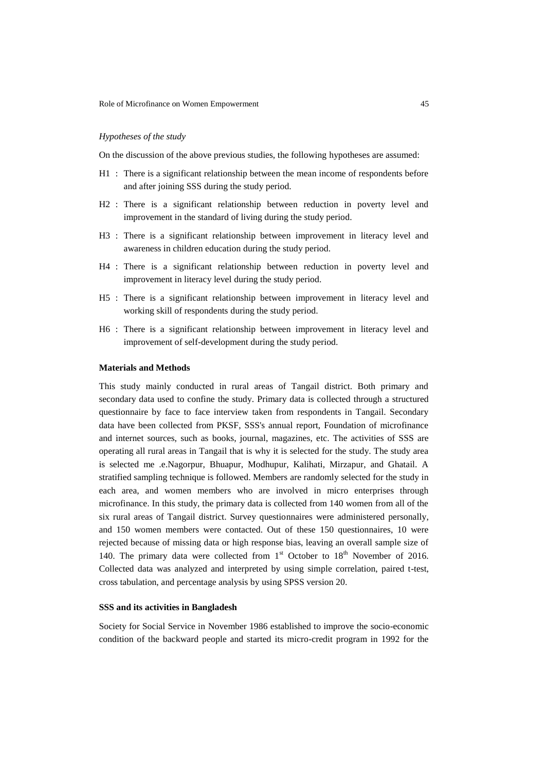*Hypotheses of the study*

On the discussion of the above previous studies, the following hypotheses are assumed:

- H1 : There is a significant relationship between the mean income of respondents before and after joining SSS during the study period.
- H2 : There is a significant relationship between reduction in poverty level and improvement in the standard of living during the study period.
- H3 : There is a significant relationship between improvement in literacy level and awareness in children education during the study period.
- H4 : There is a significant relationship between reduction in poverty level and improvement in literacy level during the study period.
- H5 : There is a significant relationship between improvement in literacy level and working skill of respondents during the study period.
- H6 : There is a significant relationship between improvement in literacy level and improvement of self-development during the study period.

**Materials and Methods**

This study mainly conducted in rural areas of Tangail district. Both primary and secondary data used to confine the study. Primary data is collected through a structured questionnaire by face to face interview taken from respondents in Tangail. Secondary data have been collected from PKSF, SSS's annual report, Foundation of microfinance and internet sources, such as books, journal, magazines, etc. The activities of SSS are operating all rural areas in Tangail that is why it is selected for the study. The study area is selected me .e.Nagorpur, Bhuapur, Modhupur, Kalihati, Mirzapur, and Ghatail. A stratified sampling technique is followed. Members are randomly selected for the study in each area, and women members who are involved in micro enterprises through microfinance. In this study, the primary data is collected from 140 women from all of the six rural areas of Tangail district. Survey questionnaires were administered personally, and 150 women members were contacted. Out of these 150 questionnaires, 10 were rejected because of missing data or high response bias, leaving an overall sample size of 140. The primary data were collected from 1st October to 18th November of 2016. Collected data was analyzed and interpreted by using simple correlation, paired t-test, cross tabulation, and percentage analysis by using SPSS version 20.

**SSS and its activities in Bangladesh**

Society for Social Service in November 1986 established to improve the socio-economic condition of the backward people and started its micro-credit program in 1992 for the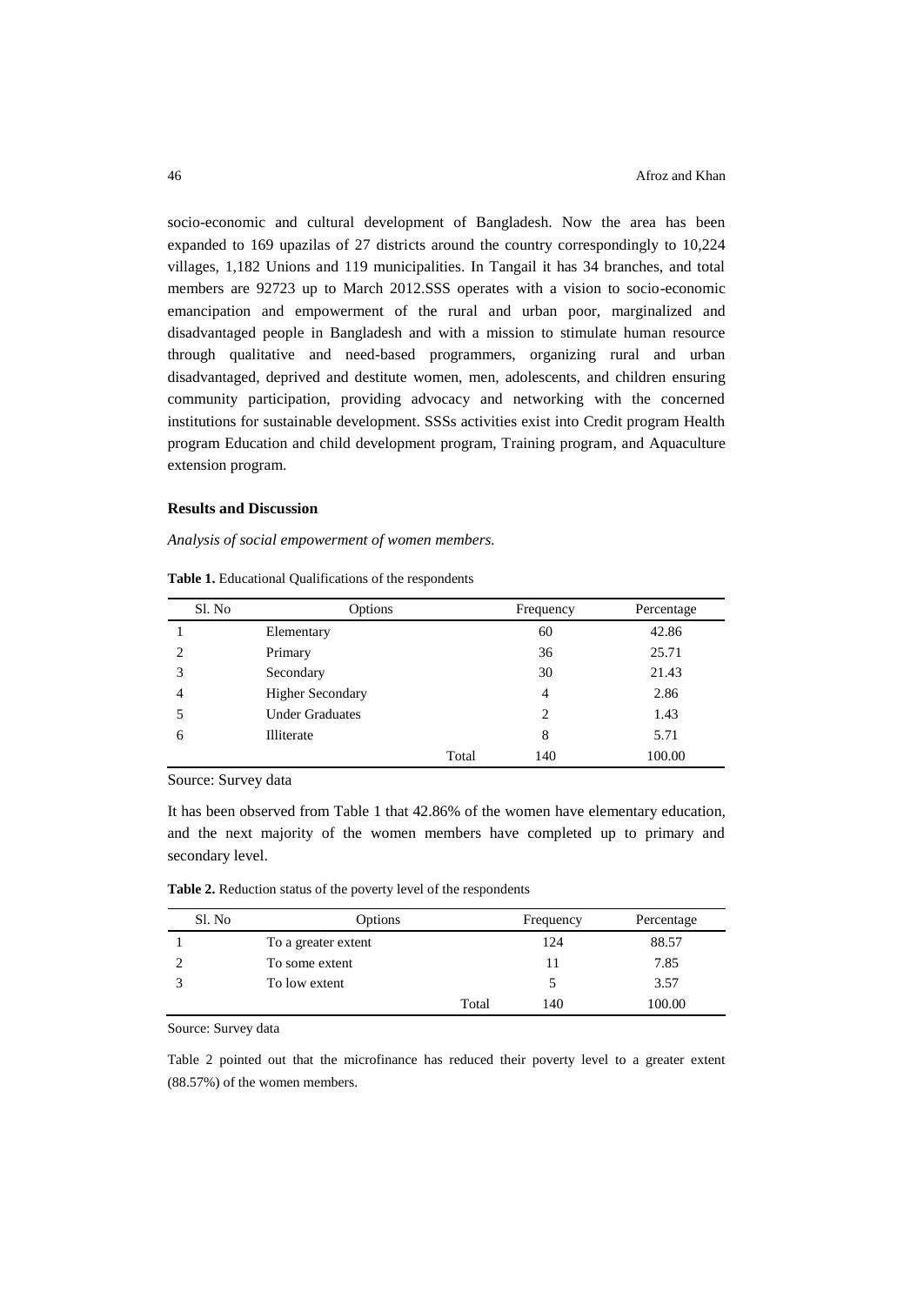socio-economic and cultural development of Bangladesh. Now the area has been expanded to 169 upazilas of 27 districts around the country correspondingly to 10,224 villages, 1,182 Unions and 119 municipalities. In Tangail it has 34 branches, and total members are 92723 up to March 2012.SSS operates with a vision to socio-economic emancipation and empowerment of the rural and urban poor, marginalized and disadvantaged people in Bangladesh and with a mission to stimulate human resource through qualitative and need-based programmers, organizing rural and urban disadvantaged, deprived and destitute women, men, adolescents, and children ensuring community participation, providing advocacy and networking with the concerned institutions for sustainable development. SSSs activities exist into Credit program Health program Education and child development program, Training program, and Aquaculture extension program.

## Results and Discussion

*Analysis of social empowerment of women members.*

**Table 1.** Educational Qualifications of the respondents

| Sl. No | Options | | Frequency | Percentage |
|---|---|---|---|---|
| 1 | Elementary | | 60 | 42.86 |
| 2 | Primary | | 36 | 25.71 |
| 3 | Secondary | | 30 | 21.43 |
| 4 | Higher Secondary | | 4 | 2.86 |
| 5 | Under Graduates | | 2 | 1.43 |
| 6 | Illiterate | | 8 | 5.71 |
| | | Total | 140 | 100.00 |

Source: Survey data

It has been observed from Table 1 that 42.86% of the women have elementary education, and the next majority of the women members have completed up to primary and secondary level.

**Table 2.** Reduction status of the poverty level of the respondents

| Sl. No | Options | | Frequency | Percentage |
|---|---|---|---|---|
| 1 | To a greater extent | | 124 | 88.57 |
| 2 | To some extent | | 11 | 7.85 |
| 3 | To low extent | | 5 | 3.57 |
| | | Total | 140 | 100.00 |

Source: Survey data

Table 2 pointed out that the microfinance has reduced their poverty level to a greater extent (88.57%) of the women members.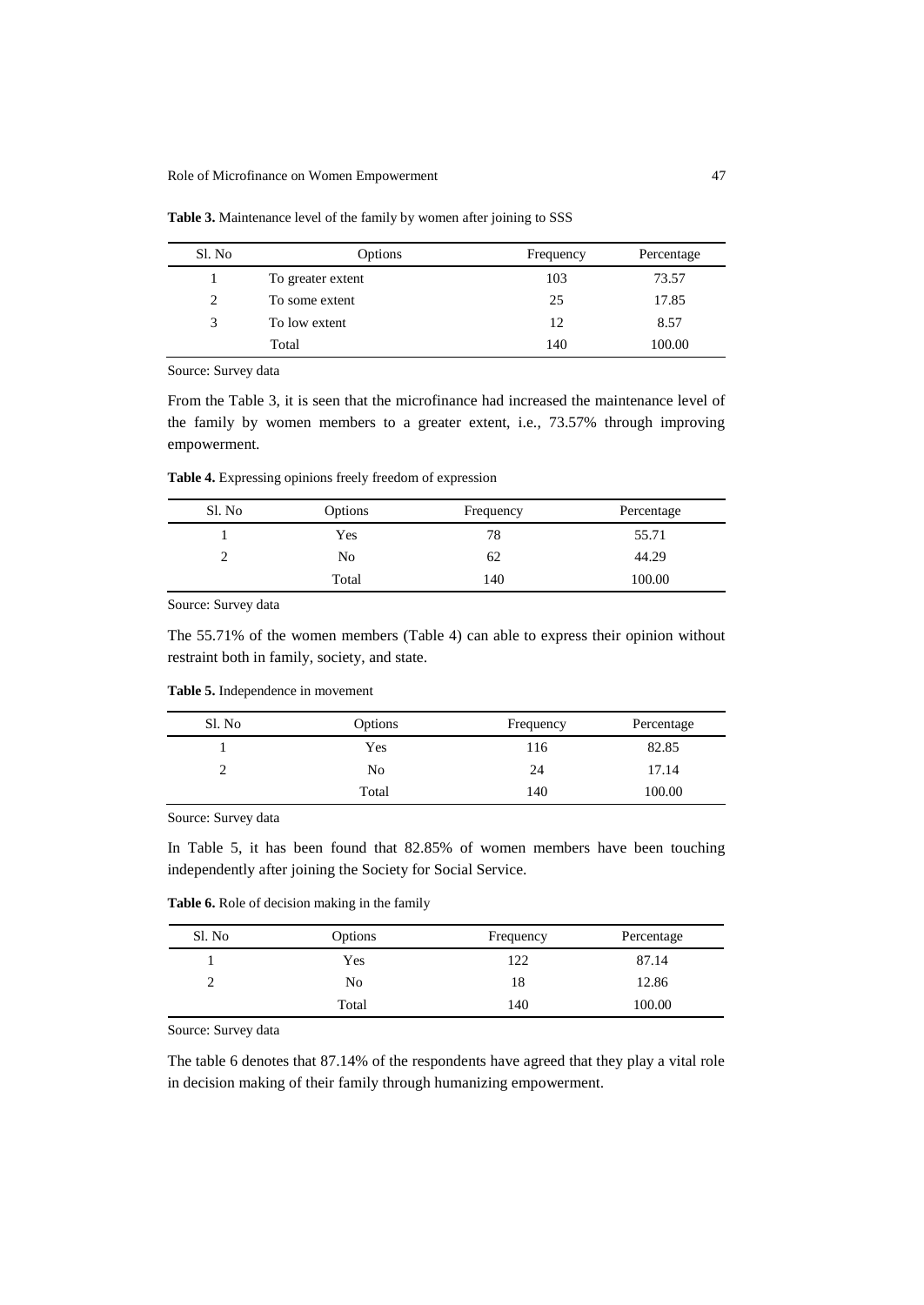**Table 3.** Maintenance level of the family by women after joining to SSS

| Sl. No | Options | Frequency | Percentage |
|---|---|---|---|
| 1 | To greater extent | 103 | 73.57 |
| 2 | To some extent | 25 | 17.85 |
| 3 | To low extent | 12 | 8.57 |
| | Total | 140 | 100.00 |

Source: Survey data

From the Table 3, it is seen that the microfinance had increased the maintenance level of the family by women members to a greater extent, i.e., 73.57% through improving empowerment.

**Table 4.** Expressing opinions freely freedom of expression

| Sl. No | Options | Frequency | Percentage |
|---|---|---|---|
| 1 | Yes | 78 | 55.71 |
| 2 | No | 62 | 44.29 |
| | Total | 140 | 100.00 |

Source: Survey data

The 55.71% of the women members (Table 4) can able to express their opinion without restraint both in family, society, and state.

**Table 5.** Independence in movement

| Sl. No | Options | Frequency | Percentage |
|---|---|---|---|
| 1 | Yes | 116 | 82.85 |
| 2 | No | 24 | 17.14 |
| | Total | 140 | 100.00 |

Source: Survey data

In Table 5, it has been found that 82.85% of women members have been touching independently after joining the Society for Social Service.

**Table 6.** Role of decision making in the family

| Sl. No | Options | Frequency | Percentage |
|---|---|---|---|
| 1 | Yes | 122 | 87.14 |
| 2 | No | 18 | 12.86 |
| | Total | 140 | 100.00 |

Source: Survey data

The table 6 denotes that 87.14% of the respondents have agreed that they play a vital role in decision making of their family through humanizing empowerment.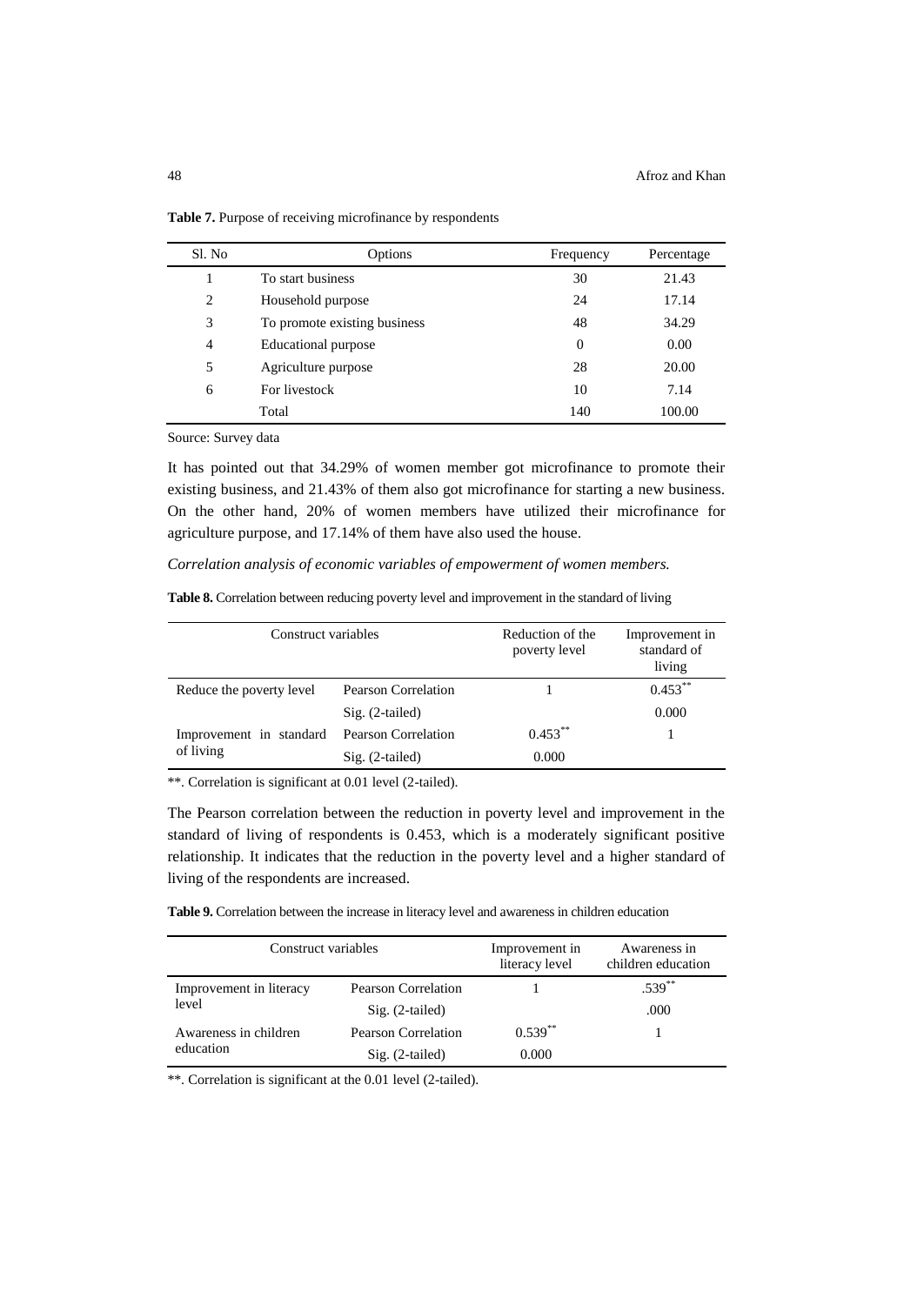**Table 7.** Purpose of receiving microfinance by respondents

| Sl. No | Options | Frequency | Percentage |
|---|---|---|---|
| 1 | To start business | 30 | 21.43 |
| 2 | Household purpose | 24 | 17.14 |
| 3 | To promote existing business | 48 | 34.29 |
| 4 | Educational purpose | 0 | 0.00 |
| 5 | Agriculture purpose | 28 | 20.00 |
| 6 | For livestock | 10 | 7.14 |
| | Total | 140 | 100.00 |

Source: Survey data

It has pointed out that 34.29% of women member got microfinance to promote their existing business, and 21.43% of them also got microfinance for starting a new business. On the other hand, 20% of women members have utilized their microfinance for agriculture purpose, and 17.14% of them have also used the house.

*Correlation analysis of economic variables of empowerment of women members.*

**Table 8.** Correlation between reducing poverty level and improvement in the standard of living

| Construct variables | | Reduction of the poverty level | Improvement in standard of living |
|---|---|---|---|
| Reduce the poverty level | Pearson Correlation | 1 | 0.453** |
| | Sig. (2-tailed) | | 0.000 |
| Improvement in standard of living | Pearson Correlation | 0.453** | 1 |
| | Sig. (2-tailed) | 0.000 | |

**. Correlation is significant at 0.01 level (2-tailed).

The Pearson correlation between the reduction in poverty level and improvement in the standard of living of respondents is 0.453, which is a moderately significant positive relationship. It indicates that the reduction in the poverty level and a higher standard of living of the respondents are increased.

**Table 9.** Correlation between the increase in literacy level and awareness in children education

| Construct variables | | Improvement in literacy level | Awareness in children education |
|---|---|---|---|
| Improvement in literacy level | Pearson Correlation | 1 | .539** |
| | Sig. (2-tailed) | | .000 |
| Awareness in children education | Pearson Correlation | 0.539** | 1 |
| | Sig. (2-tailed) | 0.000 | |

**. Correlation is significant at the 0.01 level (2-tailed).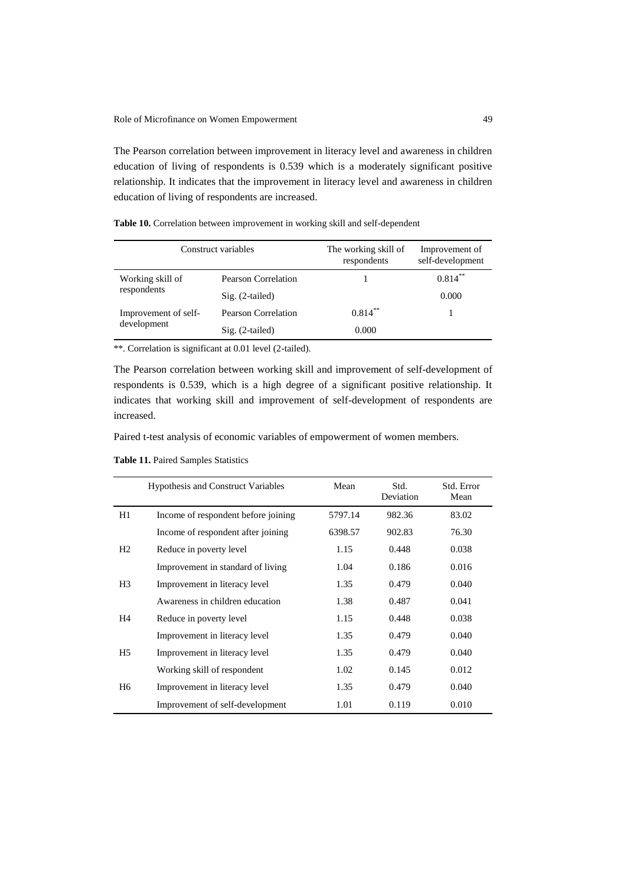The Pearson correlation between improvement in literacy level and awareness in children education of living of respondents is 0.539 which is a moderately significant positive relationship. It indicates that the improvement in literacy level and awareness in children education of living of respondents are increased.

**Table 10.** Correlation between improvement in working skill and self-dependent

| Construct variables | | The working skill of respondents | Improvement of self-development |
|---|---|---|---|
| Working skill of respondents | Pearson Correlation | 1 | 0.814** |
| | Sig. (2-tailed) | | 0.000 |
| Improvement of self-development | Pearson Correlation | 0.814** | 1 |
| | Sig. (2-tailed) | 0.000 | |

**. Correlation is significant at 0.01 level (2-tailed).

The Pearson correlation between working skill and improvement of self-development of respondents is 0.539, which is a high degree of a significant positive relationship. It indicates that working skill and improvement of self-development of respondents are increased.

Paired t-test analysis of economic variables of empowerment of women members.

**Table 11.** Paired Samples Statistics

| | Hypothesis and Construct Variables | Mean | Std. Deviation | Std. Error Mean |
|---|---|---|---|---|
| H1 | Income of respondent before joining | 5797.14 | 982.36 | 83.02 |
| | Income of respondent after joining | 6398.57 | 902.83 | 76.30 |
| H2 | Reduce in poverty level | 1.15 | 0.448 | 0.038 |
| | Improvement in standard of living | 1.04 | 0.186 | 0.016 |
| H3 | Improvement in literacy level | 1.35 | 0.479 | 0.040 |
| | Awareness in children education | 1.38 | 0.487 | 0.041 |
| H4 | Reduce in poverty level | 1.15 | 0.448 | 0.038 |
| | Improvement in literacy level | 1.35 | 0.479 | 0.040 |
| H5 | Improvement in literacy level | 1.35 | 0.479 | 0.040 |
| | Working skill of respondent | 1.02 | 0.145 | 0.012 |
| H6 | Improvement in literacy level | 1.35 | 0.479 | 0.040 |
| | Improvement of self-development | 1.01 | 0.119 | 0.010 |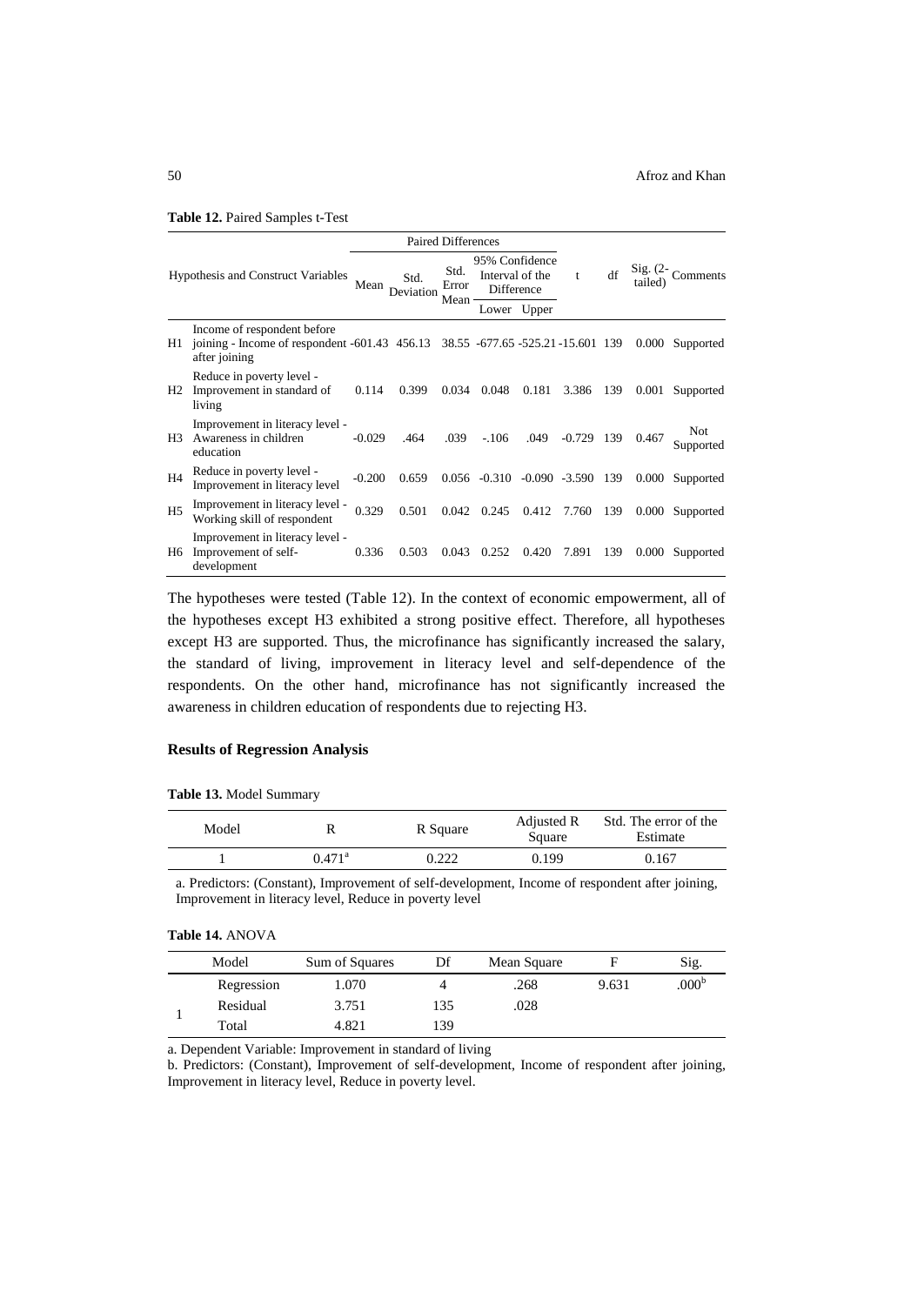**Table 12.** Paired Samples t-Test

| | Hypothesis and Construct Variables | Paired Differences | | | | | t | df | Sig. (2-tailed) | Comments |
|---|---|---|---|---|---|---|---|---|---|---|
| | | Mean | Std. Deviation | Std. Error Mean | 95% Confidence Interval of the Difference | | | | | |
| | | | | | Lower | Upper | | | | |
| H1 | Income of respondent before joining - Income of respondent after joining | -601.43 | 456.13 | 38.55 | -677.65 | -525.21 | -15.601 | 139 | 0.000 | Supported |
| H2 | Reduce in poverty level - Improvement in standard of living | 0.114 | 0.399 | 0.034 | 0.048 | 0.181 | 3.386 | 139 | 0.001 | Supported |
| H3 | Improvement in literacy level - Awareness in children education | -0.029 | .464 | .039 | -.106 | .049 | -0.729 | 139 | 0.467 | Not Supported |
| H4 | Reduce in poverty level - Improvement in literacy level | -0.200 | 0.659 | 0.056 | -0.310 | -0.090 | -3.590 | 139 | 0.000 | Supported |
| H5 | Improvement in literacy level - Working skill of respondent | 0.329 | 0.501 | 0.042 | 0.245 | 0.412 | 7.760 | 139 | 0.000 | Supported |
| H6 | Improvement in literacy level - Improvement of self-development | 0.336 | 0.503 | 0.043 | 0.252 | 0.420 | 7.891 | 139 | 0.000 | Supported |

The hypotheses were tested (Table 12). In the context of economic empowerment, all of the hypotheses except H3 exhibited a strong positive effect. Therefore, all hypotheses except H3 are supported. Thus, the microfinance has significantly increased the salary, the standard of living, improvement in literacy level and self-dependence of the respondents. On the other hand, microfinance has not significantly increased the awareness in children education of respondents due to rejecting H3.

### Results of Regression Analysis

**Table 13.** Model Summary

| Model | R | R Square | Adjusted R Square | Std. The error of the Estimate |
|---|---|---|---|---|
| 1 | 0.471[a] | 0.222 | 0.199 | 0.167 |

a. Predictors: (Constant), Improvement of self-development, Income of respondent after joining, Improvement in literacy level, Reduce in poverty level

**Table 14.** ANOVA

| Model | | Sum of Squares | Df | Mean Square | F | Sig. |
|---|---|---|---|---|---|---|
| 1 | Regression | 1.070 | 4 | .268 | 9.631 | .000[b] |
| | Residual | 3.751 | 135 | .028 | | |
| | Total | 4.821 | 139 | | | |

a. Dependent Variable: Improvement in standard of living

b. Predictors: (Constant), Improvement of self-development, Income of respondent after joining, Improvement in literacy level, Reduce in poverty level.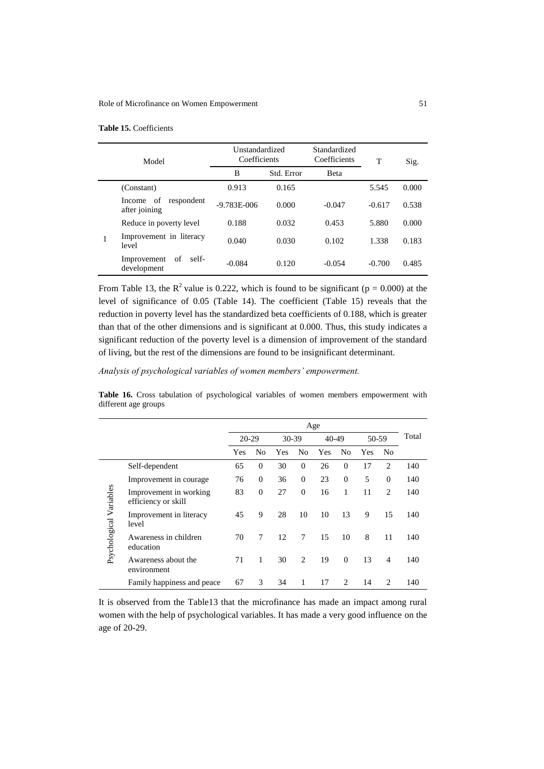**Table 15.** Coefficients

| | Model | Unstandardized Coefficients | | Standardized Coefficients | T | Sig. |
|---|---|---|---|---|---|---|
| | | B | Std. Error | Beta | | |
| 1 | (Constant) | 0.913 | 0.165 | | 5.545 | 0.000 |
| | Income of respondent after joining | -9.783E-006 | 0.000 | -0.047 | -0.617 | 0.538 |
| | Reduce in poverty level | 0.188 | 0.032 | 0.453 | 5.880 | 0.000 |
| | Improvement in literacy level | 0.040 | 0.030 | 0.102 | 1.338 | 0.183 |
| | Improvement of self-development | -0.084 | 0.120 | -0.054 | -0.700 | 0.485 |

From Table 13, the $R^2$ value is 0.222, which is found to be significant ($p = 0.000$) at the level of significance of 0.05 (Table 14). The coefficient (Table 15) reveals that the reduction in poverty level has the standardized beta coefficients of 0.188, which is greater than that of the other dimensions and is significant at 0.000. Thus, this study indicates a significant reduction of the poverty level is a dimension of improvement of the standard of living, but the rest of the dimensions are found to be insignificant determinant.

*Analysis of psychological variables of women members' empowerment.*

**Table 16.** Cross tabulation of psychological variables of women members empowerment with different age groups

| | | Age | | | | | | | | Total |
|---|---|---|---|---|---|---|---|---|---|---|
| | | 20-29 | | 30-39 | | 40-49 | | 50-59 | | |
| | | Yes | No | Yes | No | Yes | No | Yes | No | |
| Psychological Variables | Self-dependent | 65 | 0 | 30 | 0 | 26 | 0 | 17 | 2 | 140 |
| | Improvement in courage | 76 | 0 | 36 | 0 | 23 | 0 | 5 | 0 | 140 |
| | Improvement in working efficiency or skill | 83 | 0 | 27 | 0 | 16 | 1 | 11 | 2 | 140 |
| | Improvement in literacy level | 45 | 9 | 28 | 10 | 10 | 13 | 9 | 15 | 140 |
| | Awareness in children education | 70 | 7 | 12 | 7 | 15 | 10 | 8 | 11 | 140 |
| | Awareness about the environment | 71 | 1 | 30 | 2 | 19 | 0 | 13 | 4 | 140 |
| | Family happiness and peace | 67 | 3 | 34 | 1 | 17 | 2 | 14 | 2 | 140 |

It is observed from the Table13 that the microfinance has made an impact among rural women with the help of psychological variables. It has made a very good influence on the age of 20-29.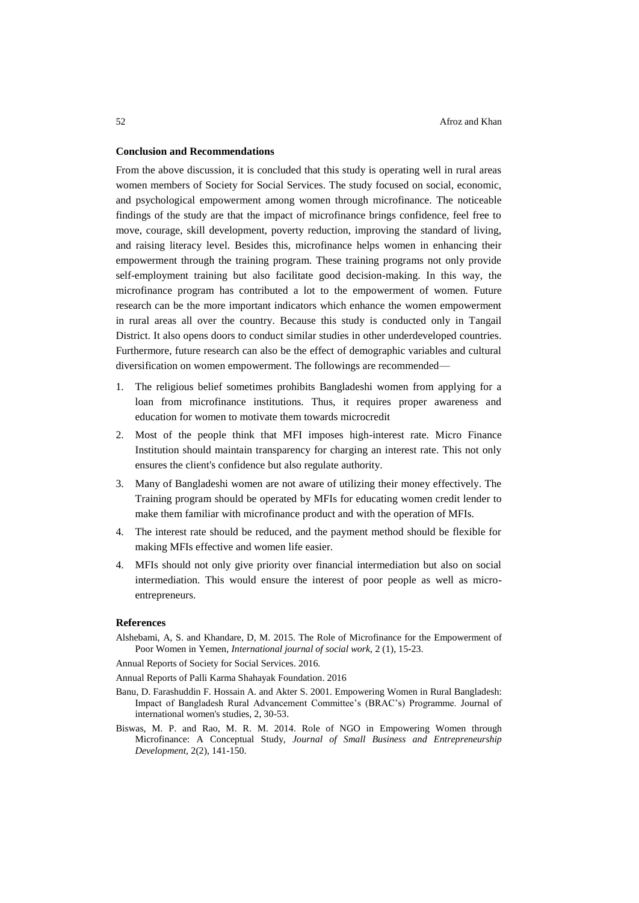## Conclusion and Recommendations

From the above discussion, it is concluded that this study is operating well in rural areas women members of Society for Social Services. The study focused on social, economic, and psychological empowerment among women through microfinance. The noticeable findings of the study are that the impact of microfinance brings confidence, feel free to move, courage, skill development, poverty reduction, improving the standard of living, and raising literacy level. Besides this, microfinance helps women in enhancing their empowerment through the training program. These training programs not only provide self-employment training but also facilitate good decision-making. In this way, the microfinance program has contributed a lot to the empowerment of women. Future research can be the more important indicators which enhance the women empowerment in rural areas all over the country. Because this study is conducted only in Tangail District. It also opens doors to conduct similar studies in other underdeveloped countries. Furthermore, future research can also be the effect of demographic variables and cultural diversification on women empowerment. The followings are recommended—

1. The religious belief sometimes prohibits Bangladeshi women from applying for a loan from microfinance institutions. Thus, it requires proper awareness and education for women to motivate them towards microcredit
2. Most of the people think that MFI imposes high-interest rate. Micro Finance Institution should maintain transparency for charging an interest rate. This not only ensures the client's confidence but also regulate authority.
3. Many of Bangladeshi women are not aware of utilizing their money effectively. The Training program should be operated by MFIs for educating women credit lender to make them familiar with microfinance product and with the operation of MFIs.
4. The interest rate should be reduced, and the payment method should be flexible for making MFIs effective and women life easier.
4. MFIs should not only give priority over financial intermediation but also on social intermediation. This would ensure the interest of poor people as well as micro-entrepreneurs.

## References

Alshebami, A, S. and Khandare, D, M. 2015. The Role of Microfinance for the Empowerment of Poor Women in Yemen, *International journal of social work*, 2 (1), 15-23.

Annual Reports of Society for Social Services. 2016.

Annual Reports of Palli Karma Shahayak Foundation. 2016

Banu, D. Farashuddin F. Hossain A. and Akter S. 2001. Empowering Women in Rural Bangladesh: Impact of Bangladesh Rural Advancement Committee's (BRAC's) Programme. Journal of international women's studies, 2, 30-53.

Biswas, M. P. and Rao, M. R. M. 2014. Role of NGO in Empowering Women through Microfinance: A Conceptual Study, *Journal of Small Business and Entrepreneurship Development*, 2(2), 141-150.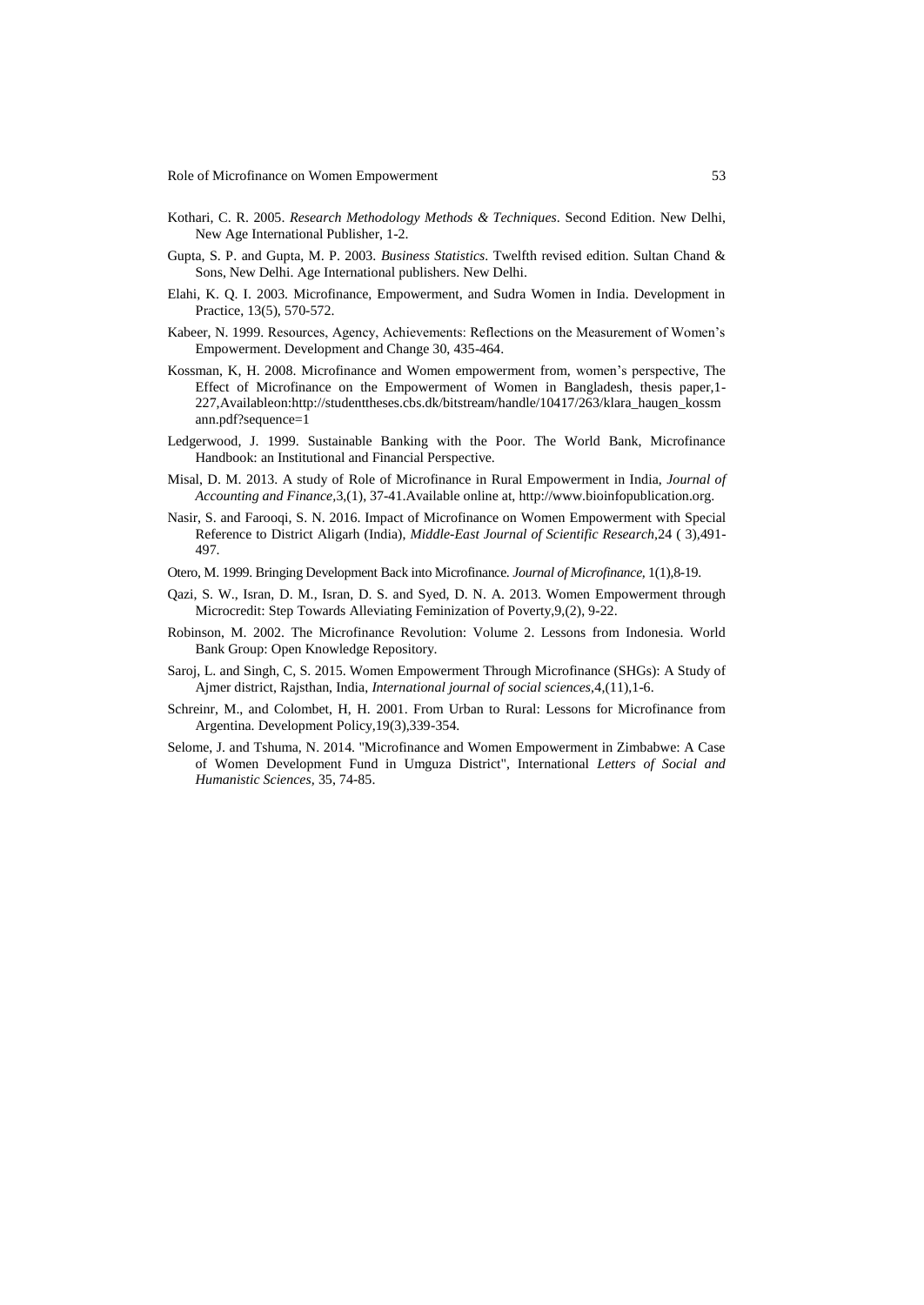Kothari, C. R. 2005. *Research Methodology Methods & Techniques*. Second Edition. New Delhi, New Age International Publisher, 1-2.

Gupta, S. P. and Gupta, M. P. 2003. *Business Statistics*. Twelfth revised edition. Sultan Chand & Sons, New Delhi. Age International publishers. New Delhi.

Elahi, K. Q. I. 2003. Microfinance, Empowerment, and Sudra Women in India. Development in Practice, 13(5), 570-572.

Kabeer, N. 1999. Resources, Agency, Achievements: Reflections on the Measurement of Women's Empowerment. Development and Change 30, 435-464.

Kossman, K, H. 2008. Microfinance and Women empowerment from, women's perspective, The Effect of Microfinance on the Empowerment of Women in Bangladesh, thesis paper,1-227,Availableon:http://studenttheses.cbs.dk/bitstream/handle/10417/263/klara_haugen_kossmann.pdf?sequence=1

Ledgerwood, J. 1999. Sustainable Banking with the Poor. The World Bank, Microfinance Handbook: an Institutional and Financial Perspective.

Misal, D. M. 2013. A study of Role of Microfinance in Rural Empowerment in India, *Journal of Accounting and Finance*,3,(1), 37-41.Available online at, http://www.bioinfopublication.org.

Nasir, S. and Farooqi, S. N. 2016. Impact of Microfinance on Women Empowerment with Special Reference to District Aligarh (India), *Middle-East Journal of Scientific Research*,24 ( 3),491-497.

Otero, M. 1999. Bringing Development Back into Microfinance. *Journal of Microfinance,* 1(1),8-19.

Qazi, S. W., Isran, D. M., Isran, D. S. and Syed, D. N. A. 2013. Women Empowerment through Microcredit: Step Towards Alleviating Feminization of Poverty,9,(2), 9-22.

Robinson, M. 2002. The Microfinance Revolution: Volume 2. Lessons from Indonesia. World Bank Group: Open Knowledge Repository.

Saroj, L. and Singh, C, S. 2015. Women Empowerment Through Microfinance (SHGs): A Study of Ajmer district, Rajsthan, India, *International journal of social sciences*,4,(11),1-6.

Schreinr, M., and Colombet, H, H. 2001. From Urban to Rural: Lessons for Microfinance from Argentina. Development Policy,19(3),339-354.

Selome, J. and Tshuma, N. 2014. "Microfinance and Women Empowerment in Zimbabwe: A Case of Women Development Fund in Umguza District", International *Letters of Social and Humanistic Sciences,* 35, 74-85.